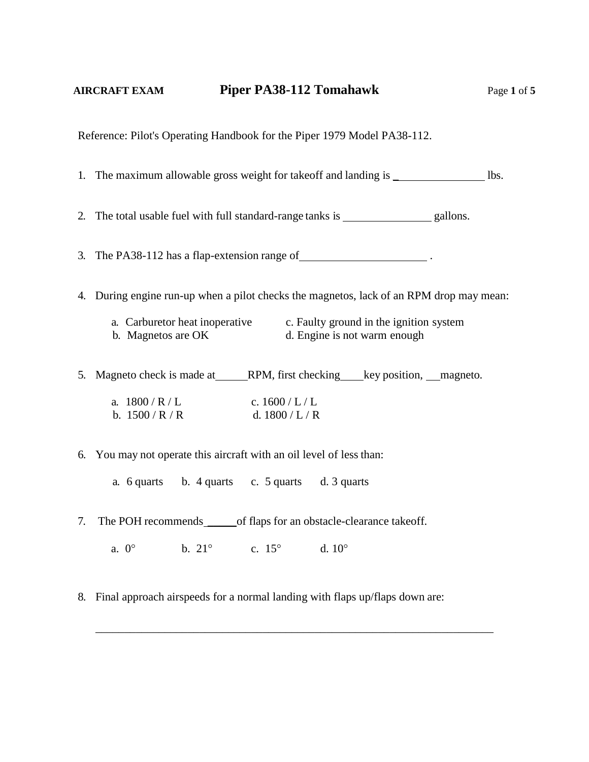**AIRCRAFT EXAM** **Piper PA38-112 Tomahawk**

Reference: Pilot's Operating Handbook for the Piper 1979 Model PA38-112.

1. The maximum allowable gross weight for takeoff and landing is ________________ lbs.

2. The total usable fuel with full standard-range tanks is ________________ gallons.

3. The PA38-112 has a flap-extension range of______________________ .

4. During engine run-up when a pilot checks the magnetos, lack of an RPM drop may mean:

   a. Carburetor heat inoperative c. Faulty ground in the ignition system
   b. Magnetos are OK d. Engine is not warm enough

5. Magneto check is made at______RPM, first checking____key position, ___magneto.

   a. 1800 / R / L c. 1600 / L / L
   b. 1500 / R / R d. 1800 / L / R

6. You may not operate this aircraft with an oil level of less than:

   a. 6 quarts b. 4 quarts c. 5 quarts d. 3 quarts

7. The POH recommends ______of flaps for an obstacle-clearance takeoff.

   a. 0° b. 21° c. 15° d. 10°

8. Final approach airspeeds for a normal landing with flaps up/flaps down are:

   ________________________________________________________________________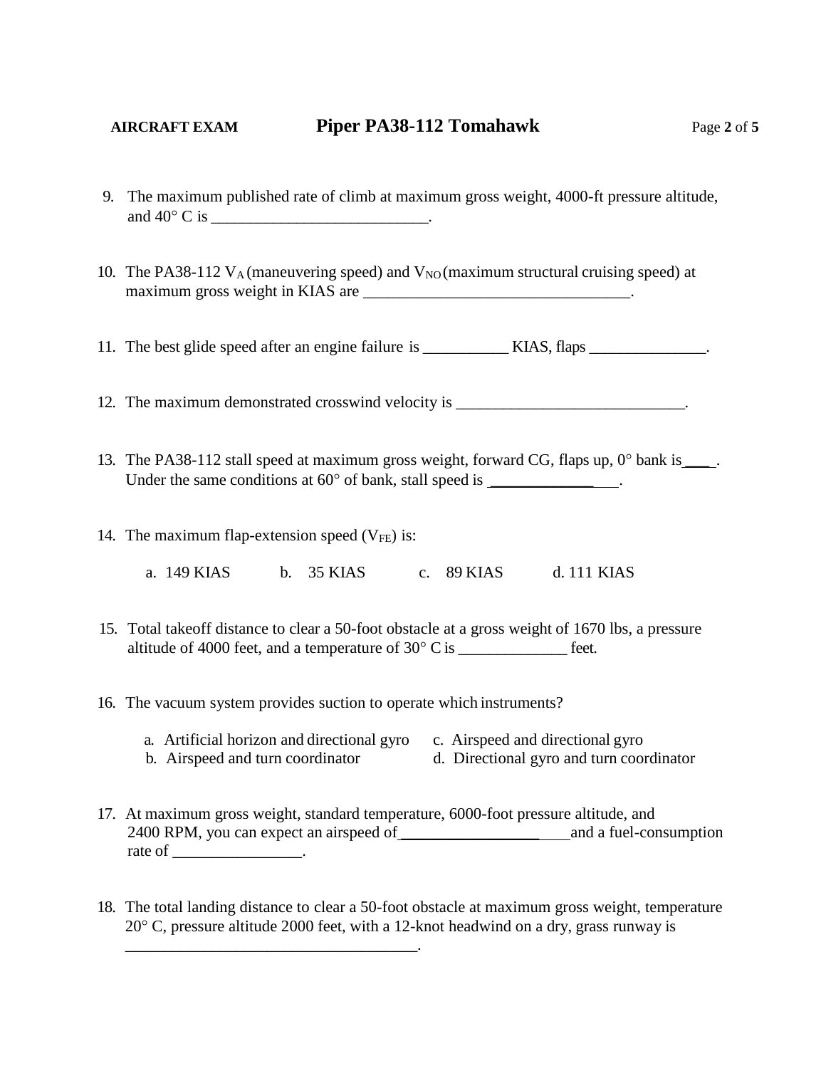9. The maximum published rate of climb at maximum gross weight, 4000-ft pressure altitude, and 40° C is ___________________________.

10. The PA38-112 $V_A$ (maneuvering speed) and $V_{NO}$ (maximum structural cruising speed) at maximum gross weight in KIAS are _________________________________.

11. The best glide speed after an engine failure is ___________ KIAS, flaps _______________.

12. The maximum demonstrated crosswind velocity is ____________________________.

13. The PA38-112 stall speed at maximum gross weight, forward CG, flaps up, 0° bank is____. Under the same conditions at 60° of bank, stall speed is _________________.

14. The maximum flap-extension speed ($V_{FE}$) is:

    a. 149 KIAS    b. 35 KIAS    c. 89 KIAS    d. 111 KIAS

15. Total takeoff distance to clear a 50-foot obstacle at a gross weight of 1670 lbs, a pressure altitude of 4000 feet, and a temperature of 30° C is _____________ feet.

16. The vacuum system provides suction to operate which instruments?

    a. Artificial horizon and directional gyro
    b. Airspeed and turn coordinator
    c. Airspeed and directional gyro
    d. Directional gyro and turn coordinator

17. At maximum gross weight, standard temperature, 6000-foot pressure altitude, and 2400 RPM, you can expect an airspeed of______________________and a fuel-consumption rate of ________________.

18. The total landing distance to clear a 50-foot obstacle at maximum gross weight, temperature 20° C, pressure altitude 2000 feet, with a 12-knot headwind on a dry, grass runway is ____________________________________.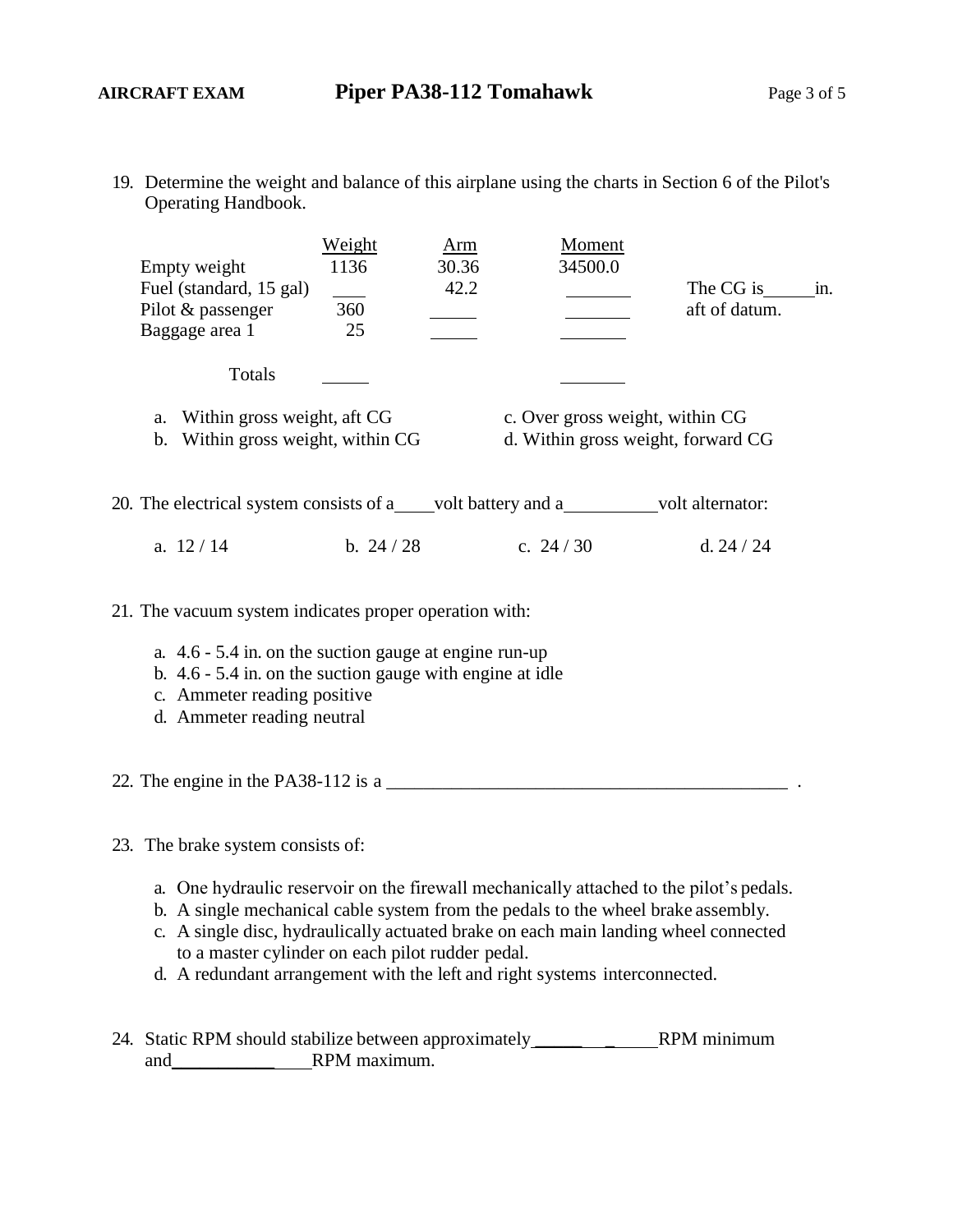19. Determine the weight and balance of this airplane using the charts in Section 6 of the Pilot's Operating Handbook.

| | Weight | Arm | Moment | |
|---|---|---|---|---|
| Empty weight | 1136 | 30.36 | 34500.0 | |
| Fuel (standard, 15 gal) | ___ | 42.2 | _______ | The CG is_____in. |
| Pilot & passenger | 360 | _____ | _______ | aft of datum. |
| Baggage area 1 | 25 | _____ | _______ | |
| Totals | _____ | | _______ | |

a. Within gross weight, aft CG
b. Within gross weight, within CG
c. Over gross weight, within CG
d. Within gross weight, forward CG

20. The electrical system consists of a____volt battery and a__________volt alternator:

a. 12 / 14
b. 24 / 28
c. 24 / 30
d. 24 / 24

21. The vacuum system indicates proper operation with:

a. 4.6 - 5.4 in. on the suction gauge at engine run-up
b. 4.6 - 5.4 in. on the suction gauge with engine at idle
c. Ammeter reading positive
d. Ammeter reading neutral

22. The engine in the PA38-112 is a ___________________________________________ .

23. The brake system consists of:

a. One hydraulic reservoir on the firewall mechanically attached to the pilot's pedals.
b. A single mechanical cable system from the pedals to the wheel brake assembly.
c. A single disc, hydraulically actuated brake on each main landing wheel connected to a master cylinder on each pilot rudder pedal.
d. A redundant arrangement with the left and right systems interconnected.

24. Static RPM should stabilize between approximately___________RPM minimum and_______________RPM maximum.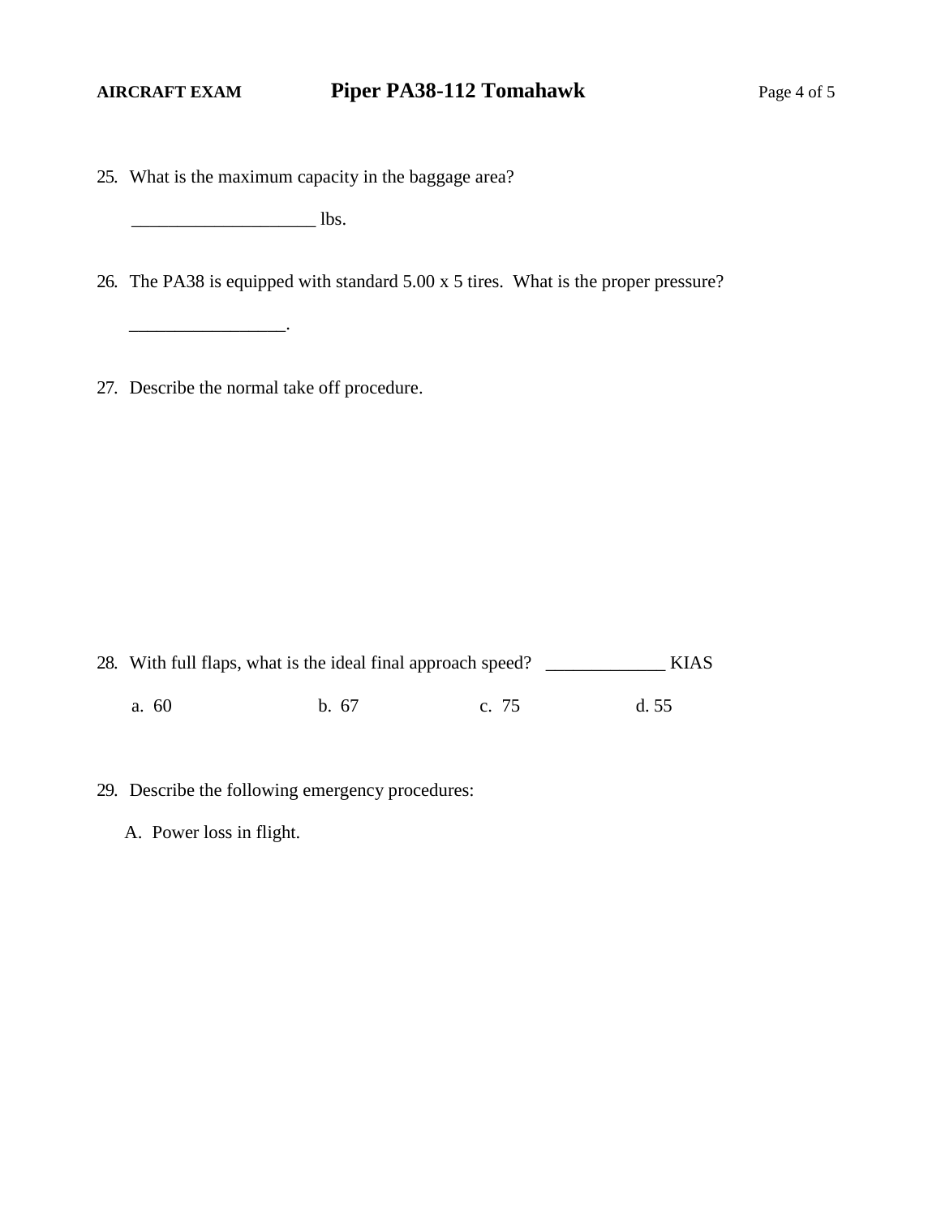25. What is the maximum capacity in the baggage area?

    ____________________ lbs.

26. The PA38 is equipped with standard 5.00 x 5 tires. What is the proper pressure?

    _________________.

27. Describe the normal take off procedure.

28. With full flaps, what is the ideal final approach speed? _____________ KIAS

    a. 60 &nbsp;&nbsp;&nbsp;&nbsp; b. 67 &nbsp;&nbsp;&nbsp;&nbsp; c. 75 &nbsp;&nbsp;&nbsp;&nbsp; d. 55

29. Describe the following emergency procedures:

    A. Power loss in flight.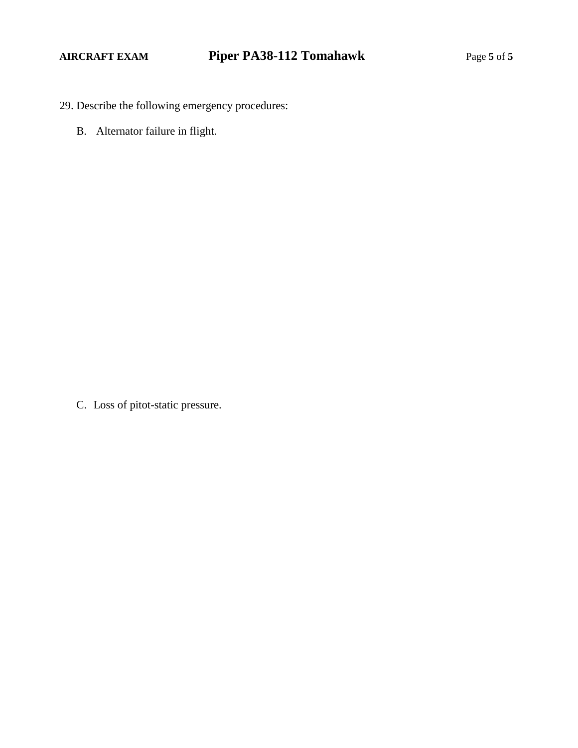29. Describe the following emergency procedures:

    B. Alternator failure in flight.

    C. Loss of pitot-static pressure.